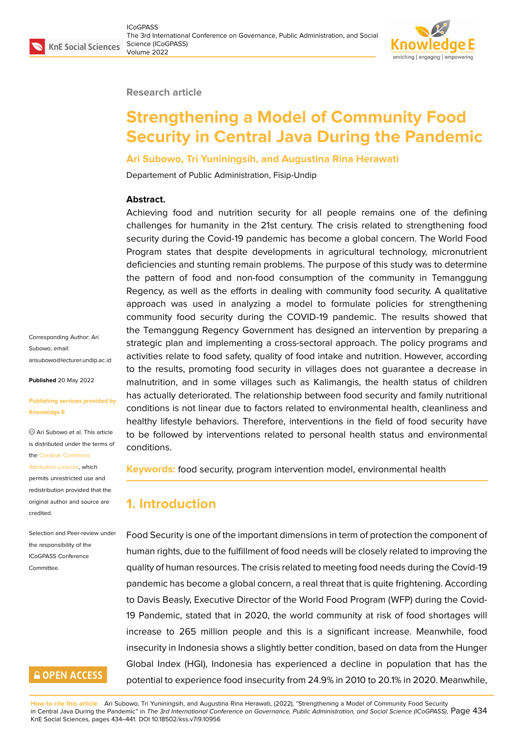Research article

# Strengthening a Model of Community Food Security in Central Java During the Pandemic

**Ari Subowo, Tri Yuniningsih, and Augustina Rina Herawati**

Departement of Public Administration, Fisip-Undip

**Abstract.**

Achieving food and nutrition security for all people remains one of the defining challenges for humanity in the 21st century. The crisis related to strengthening food security during the Covid-19 pandemic has become a global concern. The World Food Program states that despite developments in agricultural technology, micronutrient deficiencies and stunting remain problems. The purpose of this study was to determine the pattern of food and non-food consumption of the community in Temanggung Regency, as well as the efforts in dealing with community food security. A qualitative approach was used in analyzing a model to formulate policies for strengthening community food security during the COVID-19 pandemic. The results showed that the Temanggung Regency Government has designed an intervention by preparing a strategic plan and implementing a cross-sectoral approach. The policy programs and activities relate to food safety, quality of food intake and nutrition. However, according to the results, promoting food security in villages does not guarantee a decrease in malnutrition, and in some villages such as Kalimangis, the health status of children has actually deteriorated. The relationship between food security and family nutritional conditions is not linear due to factors related to environmental health, cleanliness and healthy lifestyle behaviors. Therefore, interventions in the field of food security have to be followed by interventions related to personal health status and environmental conditions.

**Keywords:** food security, program intervention model, environmental health

Corresponding Author: Ari Subowo; email: arisubowo@lecturer.undip.ac.id

**Published** 20 May 2022

**Publishing services provided by Knowledge E**

© Ari Subowo et al. This article is distributed under the terms of the Creative Commons Attribution License, which permits unrestricted use and redistribution provided that the original author and source are credited.

Selection and Peer-review under the responsibility of the ICoGPASS Conference Committee.

## 1. Introduction

Food Security is one of the important dimensions in term of protection the component of human rights, due to the fulfillment of food needs will be closely related to improving the quality of human resources. The crisis related to meeting food needs during the Covid-19 pandemic has become a global concern, a real threat that is quite frightening. According to Davis Beasly, Executive Director of the World Food Program (WFP) during the Covid-19 Pandemic, stated that in 2020, the world community at risk of food shortages will increase to 265 million people and this is a significant increase. Meanwhile, food insecurity in Indonesia shows a slightly better condition, based on data from the Hunger Global Index (HGI), Indonesia has experienced a decline in population that has the potential to experience food insecurity from 24.9% in 2010 to 20.1% in 2020. Meanwhile,

**How to cite this article:** Ari Subowo, Tri Yuniningsih, and Augustina Rina Herawati, (2022), "Strengthening a Model of Community Food Security in Central Java During the Pandemic" in *The 3rd International Conference on Governance, Public Administration, and Social Science (ICoGPASS)*, KnE Social Sciences, pages 434–441. DOI 10.18502/kss.v7i9.10956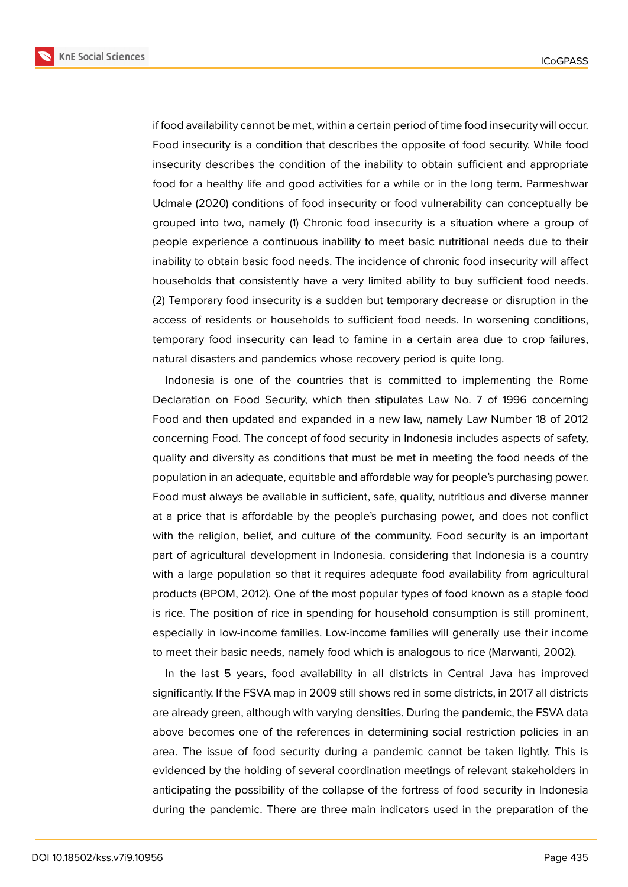if food availability cannot be met, within a certain period of time food insecurity will occur. Food insecurity is a condition that describes the opposite of food security. While food insecurity describes the condition of the inability to obtain sufficient and appropriate food for a healthy life and good activities for a while or in the long term. Parmeshwar Udmale (2020) conditions of food insecurity or food vulnerability can conceptually be grouped into two, namely (1) Chronic food insecurity is a situation where a group of people experience a continuous inability to meet basic nutritional needs due to their inability to obtain basic food needs. The incidence of chronic food insecurity will affect households that consistently have a very limited ability to buy sufficient food needs. (2) Temporary food insecurity is a sudden but temporary decrease or disruption in the access of residents or households to sufficient food needs. In worsening conditions, temporary food insecurity can lead to famine in a certain area due to crop failures, natural disasters and pandemics whose recovery period is quite long.

Indonesia is one of the countries that is committed to implementing the Rome Declaration on Food Security, which then stipulates Law No. 7 of 1996 concerning Food and then updated and expanded in a new law, namely Law Number 18 of 2012 concerning Food. The concept of food security in Indonesia includes aspects of safety, quality and diversity as conditions that must be met in meeting the food needs of the population in an adequate, equitable and affordable way for people's purchasing power. Food must always be available in sufficient, safe, quality, nutritious and diverse manner at a price that is affordable by the people's purchasing power, and does not conflict with the religion, belief, and culture of the community. Food security is an important part of agricultural development in Indonesia. considering that Indonesia is a country with a large population so that it requires adequate food availability from agricultural products (BPOM, 2012). One of the most popular types of food known as a staple food is rice. The position of rice in spending for household consumption is still prominent, especially in low-income families. Low-income families will generally use their income to meet their basic needs, namely food which is analogous to rice (Marwanti, 2002).

In the last 5 years, food availability in all districts in Central Java has improved significantly. If the FSVA map in 2009 still shows red in some districts, in 2017 all districts are already green, although with varying densities. During the pandemic, the FSVA data above becomes one of the references in determining social restriction policies in an area. The issue of food security during a pandemic cannot be taken lightly. This is evidenced by the holding of several coordination meetings of relevant stakeholders in anticipating the possibility of the collapse of the fortress of food security in Indonesia during the pandemic. There are three main indicators used in the preparation of the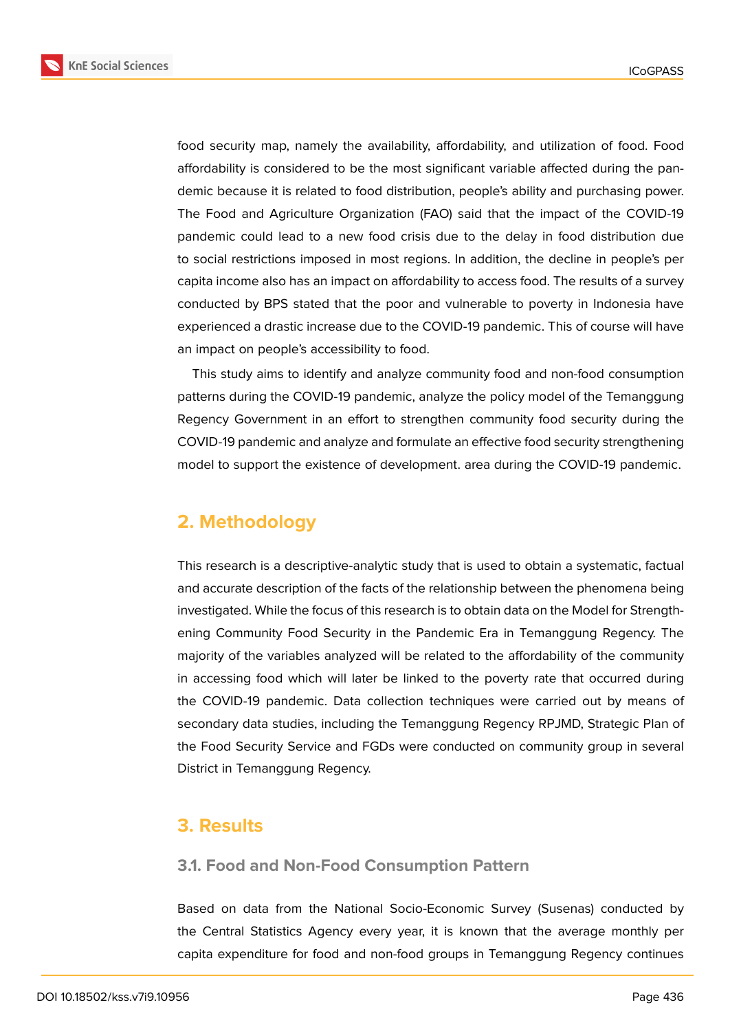food security map, namely the availability, affordability, and utilization of food. Food affordability is considered to be the most significant variable affected during the pandemic because it is related to food distribution, people's ability and purchasing power. The Food and Agriculture Organization (FAO) said that the impact of the COVID-19 pandemic could lead to a new food crisis due to the delay in food distribution due to social restrictions imposed in most regions. In addition, the decline in people's per capita income also has an impact on affordability to access food. The results of a survey conducted by BPS stated that the poor and vulnerable to poverty in Indonesia have experienced a drastic increase due to the COVID-19 pandemic. This of course will have an impact on people's accessibility to food.

This study aims to identify and analyze community food and non-food consumption patterns during the COVID-19 pandemic, analyze the policy model of the Temanggung Regency Government in an effort to strengthen community food security during the COVID-19 pandemic and analyze and formulate an effective food security strengthening model to support the existence of development. area during the COVID-19 pandemic.

## 2. Methodology

This research is a descriptive-analytic study that is used to obtain a systematic, factual and accurate description of the facts of the relationship between the phenomena being investigated. While the focus of this research is to obtain data on the Model for Strengthening Community Food Security in the Pandemic Era in Temanggung Regency. The majority of the variables analyzed will be related to the affordability of the community in accessing food which will later be linked to the poverty rate that occurred during the COVID-19 pandemic. Data collection techniques were carried out by means of secondary data studies, including the Temanggung Regency RPJMD, Strategic Plan of the Food Security Service and FGDs were conducted on community group in several District in Temanggung Regency.

## 3. Results

### 3.1. Food and Non-Food Consumption Pattern

Based on data from the National Socio-Economic Survey (Susenas) conducted by the Central Statistics Agency every year, it is known that the average monthly per capita expenditure for food and non-food groups in Temanggung Regency continues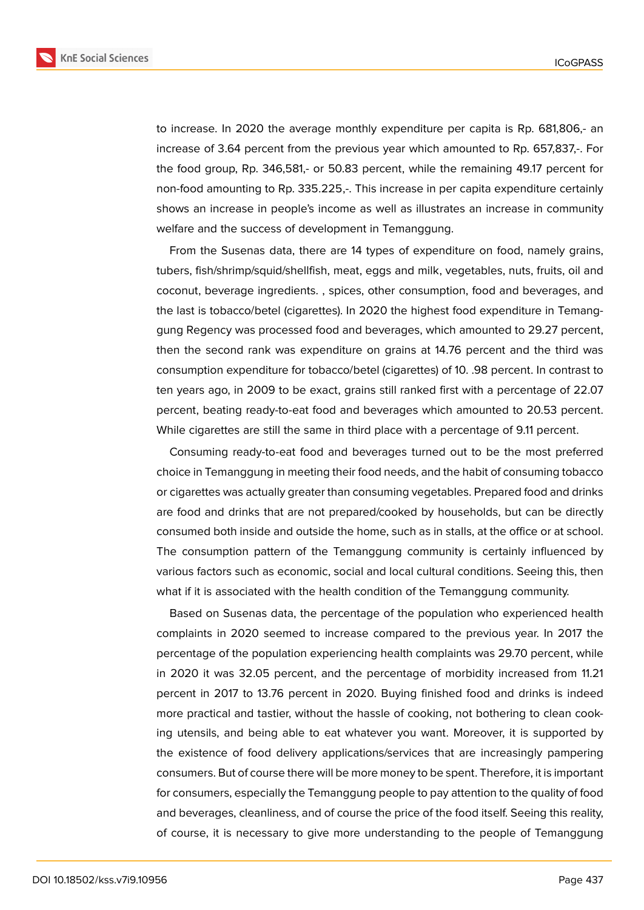to increase. In 2020 the average monthly expenditure per capita is Rp. 681,806,- an increase of 3.64 percent from the previous year which amounted to Rp. 657,837,-. For the food group, Rp. 346,581,- or 50.83 percent, while the remaining 49.17 percent for non-food amounting to Rp. 335.225,-. This increase in per capita expenditure certainly shows an increase in people's income as well as illustrates an increase in community welfare and the success of development in Temanggung.

From the Susenas data, there are 14 types of expenditure on food, namely grains, tubers, fish/shrimp/squid/shellfish, meat, eggs and milk, vegetables, nuts, fruits, oil and coconut, beverage ingredients. , spices, other consumption, food and beverages, and the last is tobacco/betel (cigarettes). In 2020 the highest food expenditure in Temanggung Regency was processed food and beverages, which amounted to 29.27 percent, then the second rank was expenditure on grains at 14.76 percent and the third was consumption expenditure for tobacco/betel (cigarettes) of 10. .98 percent. In contrast to ten years ago, in 2009 to be exact, grains still ranked first with a percentage of 22.07 percent, beating ready-to-eat food and beverages which amounted to 20.53 percent. While cigarettes are still the same in third place with a percentage of 9.11 percent.

Consuming ready-to-eat food and beverages turned out to be the most preferred choice in Temanggung in meeting their food needs, and the habit of consuming tobacco or cigarettes was actually greater than consuming vegetables. Prepared food and drinks are food and drinks that are not prepared/cooked by households, but can be directly consumed both inside and outside the home, such as in stalls, at the office or at school. The consumption pattern of the Temanggung community is certainly influenced by various factors such as economic, social and local cultural conditions. Seeing this, then what if it is associated with the health condition of the Temanggung community.

Based on Susenas data, the percentage of the population who experienced health complaints in 2020 seemed to increase compared to the previous year. In 2017 the percentage of the population experiencing health complaints was 29.70 percent, while in 2020 it was 32.05 percent, and the percentage of morbidity increased from 11.21 percent in 2017 to 13.76 percent in 2020. Buying finished food and drinks is indeed more practical and tastier, without the hassle of cooking, not bothering to clean cooking utensils, and being able to eat whatever you want. Moreover, it is supported by the existence of food delivery applications/services that are increasingly pampering consumers. But of course there will be more money to be spent. Therefore, it is important for consumers, especially the Temanggung people to pay attention to the quality of food and beverages, cleanliness, and of course the price of the food itself. Seeing this reality, of course, it is necessary to give more understanding to the people of Temanggung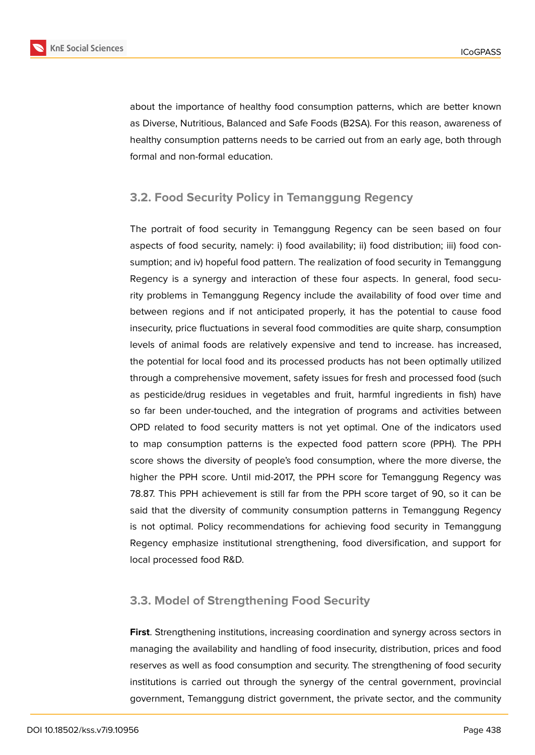about the importance of healthy food consumption patterns, which are better known as Diverse, Nutritious, Balanced and Safe Foods (B2SA). For this reason, awareness of healthy consumption patterns needs to be carried out from an early age, both through formal and non-formal education.

### 3.2. Food Security Policy in Temanggung Regency

The portrait of food security in Temanggung Regency can be seen based on four aspects of food security, namely: i) food availability; ii) food distribution; iii) food consumption; and iv) hopeful food pattern. The realization of food security in Temanggung Regency is a synergy and interaction of these four aspects. In general, food security problems in Temanggung Regency include the availability of food over time and between regions and if not anticipated properly, it has the potential to cause food insecurity, price fluctuations in several food commodities are quite sharp, consumption levels of animal foods are relatively expensive and tend to increase. has increased, the potential for local food and its processed products has not been optimally utilized through a comprehensive movement, safety issues for fresh and processed food (such as pesticide/drug residues in vegetables and fruit, harmful ingredients in fish) have so far been under-touched, and the integration of programs and activities between OPD related to food security matters is not yet optimal. One of the indicators used to map consumption patterns is the expected food pattern score (PPH). The PPH score shows the diversity of people's food consumption, where the more diverse, the higher the PPH score. Until mid-2017, the PPH score for Temanggung Regency was 78.87. This PPH achievement is still far from the PPH score target of 90, so it can be said that the diversity of community consumption patterns in Temanggung Regency is not optimal. Policy recommendations for achieving food security in Temanggung Regency emphasize institutional strengthening, food diversification, and support for local processed food R&D.

### 3.3. Model of Strengthening Food Security

**First**. Strengthening institutions, increasing coordination and synergy across sectors in managing the availability and handling of food insecurity, distribution, prices and food reserves as well as food consumption and security. The strengthening of food security institutions is carried out through the synergy of the central government, provincial government, Temanggung district government, the private sector, and the community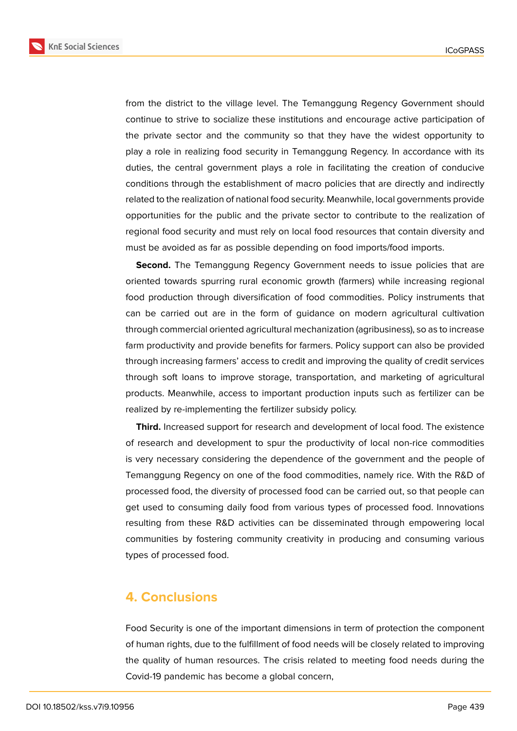from the district to the village level. The Temanggung Regency Government should continue to strive to socialize these institutions and encourage active participation of the private sector and the community so that they have the widest opportunity to play a role in realizing food security in Temanggung Regency. In accordance with its duties, the central government plays a role in facilitating the creation of conducive conditions through the establishment of macro policies that are directly and indirectly related to the realization of national food security. Meanwhile, local governments provide opportunities for the public and the private sector to contribute to the realization of regional food security and must rely on local food resources that contain diversity and must be avoided as far as possible depending on food imports/food imports.

**Second.** The Temanggung Regency Government needs to issue policies that are oriented towards spurring rural economic growth (farmers) while increasing regional food production through diversification of food commodities. Policy instruments that can be carried out are in the form of guidance on modern agricultural cultivation through commercial oriented agricultural mechanization (agribusiness), so as to increase farm productivity and provide benefits for farmers. Policy support can also be provided through increasing farmers' access to credit and improving the quality of credit services through soft loans to improve storage, transportation, and marketing of agricultural products. Meanwhile, access to important production inputs such as fertilizer can be realized by re-implementing the fertilizer subsidy policy.

**Third.** Increased support for research and development of local food. The existence of research and development to spur the productivity of local non-rice commodities is very necessary considering the dependence of the government and the people of Temanggung Regency on one of the food commodities, namely rice. With the R&D of processed food, the diversity of processed food can be carried out, so that people can get used to consuming daily food from various types of processed food. Innovations resulting from these R&D activities can be disseminated through empowering local communities by fostering community creativity in producing and consuming various types of processed food.

## 4. Conclusions

Food Security is one of the important dimensions in term of protection the component of human rights, due to the fulfillment of food needs will be closely related to improving the quality of human resources. The crisis related to meeting food needs during the Covid-19 pandemic has become a global concern,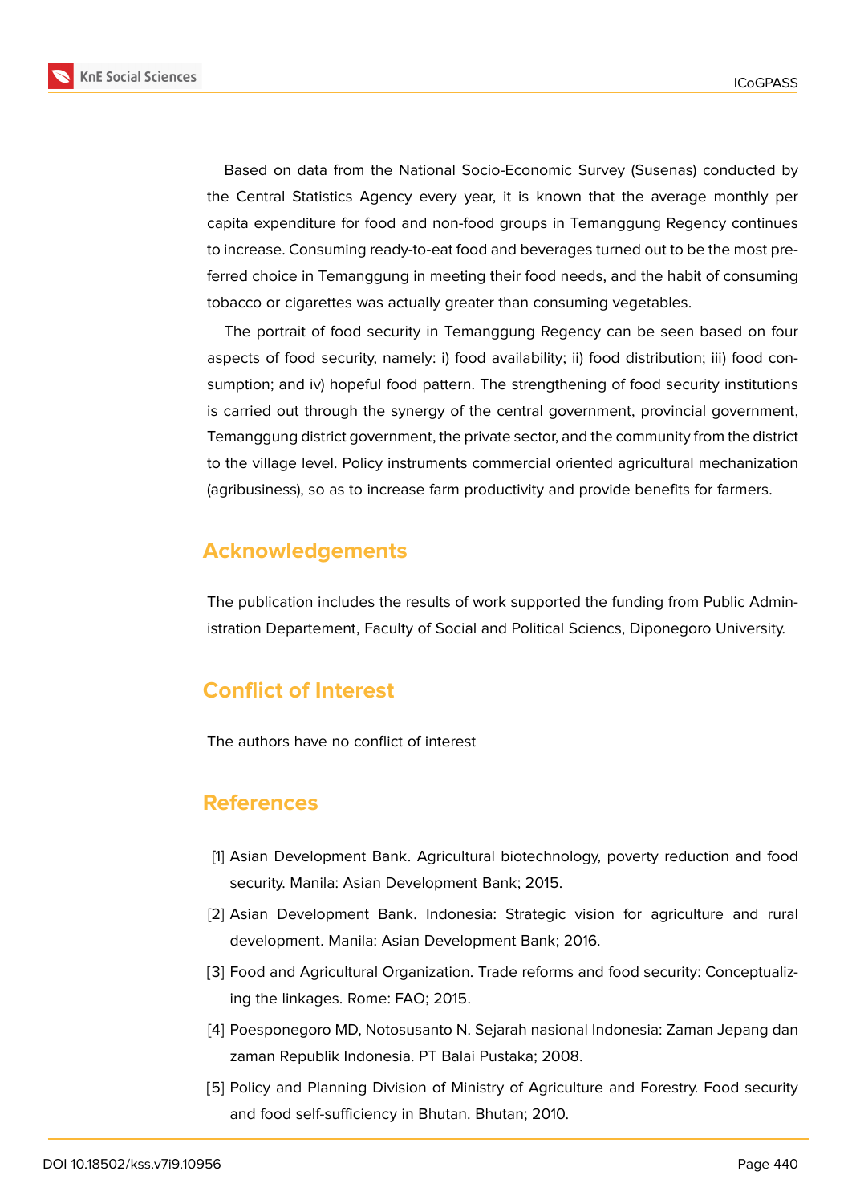Based on data from the National Socio-Economic Survey (Susenas) conducted by the Central Statistics Agency every year, it is known that the average monthly per capita expenditure for food and non-food groups in Temanggung Regency continues to increase. Consuming ready-to-eat food and beverages turned out to be the most preferred choice in Temanggung in meeting their food needs, and the habit of consuming tobacco or cigarettes was actually greater than consuming vegetables.

The portrait of food security in Temanggung Regency can be seen based on four aspects of food security, namely: i) food availability; ii) food distribution; iii) food consumption; and iv) hopeful food pattern. The strengthening of food security institutions is carried out through the synergy of the central government, provincial government, Temanggung district government, the private sector, and the community from the district to the village level. Policy instruments commercial oriented agricultural mechanization (agribusiness), so as to increase farm productivity and provide benefits for farmers.

## Acknowledgements

The publication includes the results of work supported the funding from Public Administration Departement, Faculty of Social and Political Sciencs, Diponegoro University.

## Conflict of Interest

The authors have no conflict of interest

## References

[1] Asian Development Bank. Agricultural biotechnology, poverty reduction and food security. Manila: Asian Development Bank; 2015.

[2] Asian Development Bank. Indonesia: Strategic vision for agriculture and rural development. Manila: Asian Development Bank; 2016.

[3] Food and Agricultural Organization. Trade reforms and food security: Conceptualizing the linkages. Rome: FAO; 2015.

[4] Poesponegoro MD, Notosusanto N. Sejarah nasional Indonesia: Zaman Jepang dan zaman Republik Indonesia. PT Balai Pustaka; 2008.

[5] Policy and Planning Division of Ministry of Agriculture and Forestry. Food security and food self-sufficiency in Bhutan. Bhutan; 2010.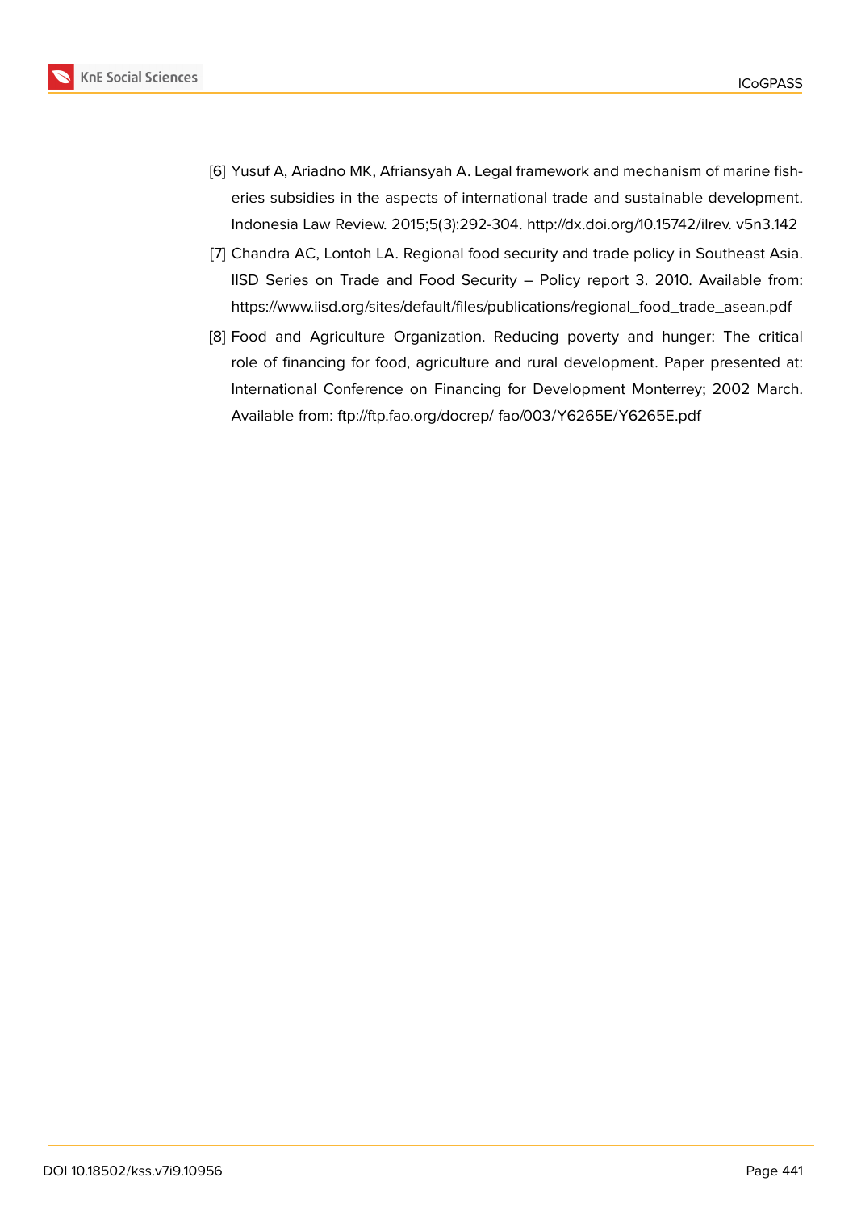[6] Yusuf A, Ariadno MK, Afriansyah A. Legal framework and mechanism of marine fisheries subsidies in the aspects of international trade and sustainable development. Indonesia Law Review. 2015;5(3):292-304. http://dx.doi.org/10.15742/ilrev. v5n3.142

[7] Chandra AC, Lontoh LA. Regional food security and trade policy in Southeast Asia. IISD Series on Trade and Food Security – Policy report 3. 2010. Available from: https://www.iisd.org/sites/default/files/publications/regional_food_trade_asean.pdf

[8] Food and Agriculture Organization. Reducing poverty and hunger: The critical role of financing for food, agriculture and rural development. Paper presented at: International Conference on Financing for Development Monterrey; 2002 March. Available from: ftp://ftp.fao.org/docrep/ fao/003/Y6265E/Y6265E.pdf